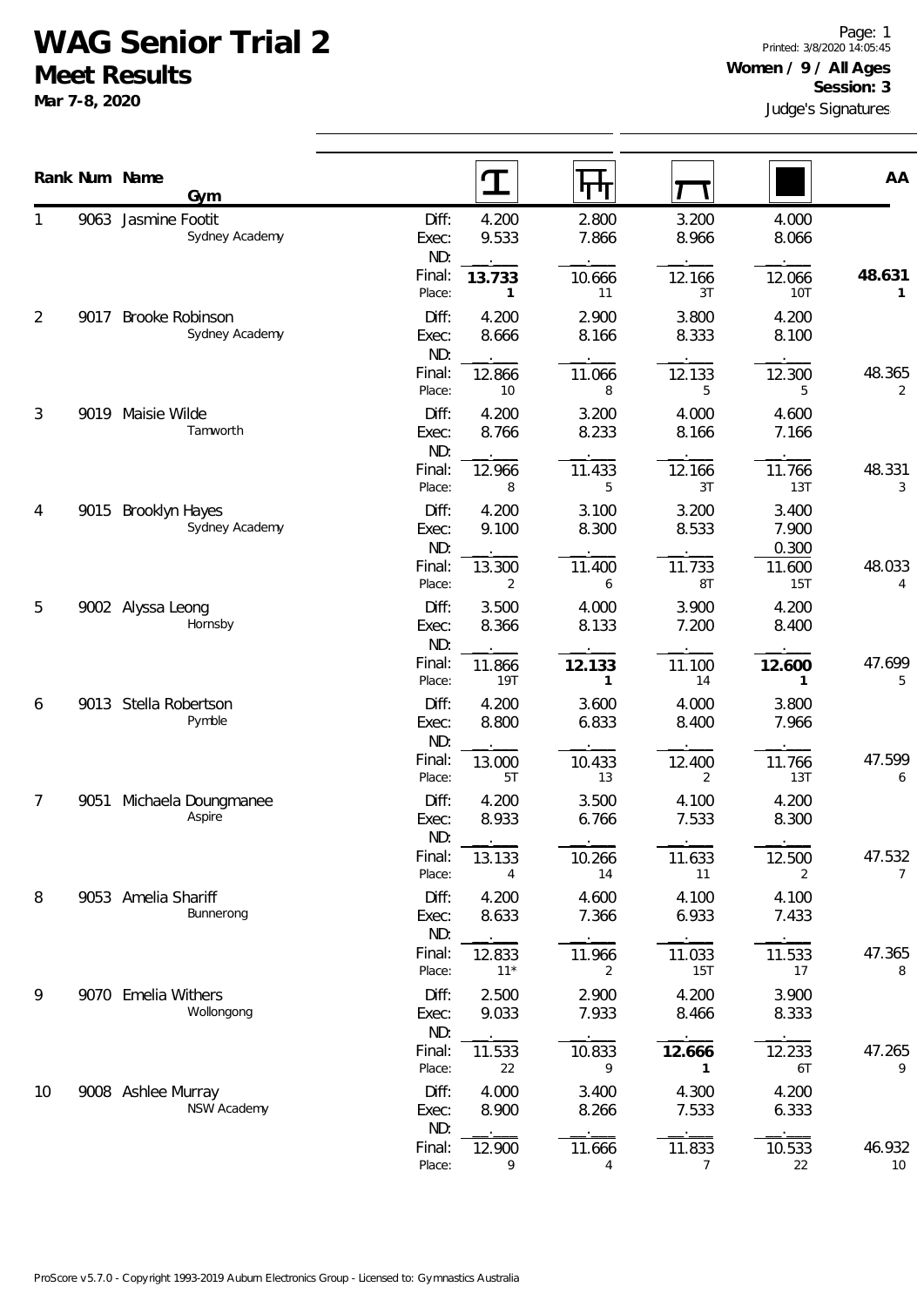# WAG Senior Trial 2

## Meet Results

**Mar 7-8, 2020**

**Women / 9 / All Ages**
**Session: 3**

Judge's Signatures

| Rank | Num | Name / Gym | | Vault | Bars | Beam | Floor | AA |
|---|---|---|---|---|---|---|---|---|
| 1 | 9063 | Jasmine Footit<br>Sydney Academy | Diff: | 4.200 | 2.800 | 3.200 | 4.000 | |
| | | | Exec: | 9.533 | 7.866 | 8.966 | 8.066 | |
| | | | ND: | . | . | . | . | |
| | | | Final: | **13.733** | 10.666 | 12.166 | 12.066 | **48.631** |
| | | | Place: | **1** | 11 | 3T | 10T | **1** |
| 2 | 9017 | Brooke Robinson<br>Sydney Academy | Diff: | 4.200 | 2.900 | 3.800 | 4.200 | |
| | | | Exec: | 8.666 | 8.166 | 8.333 | 8.100 | |
| | | | ND: | . | . | . | . | |
| | | | Final: | 12.866 | 11.066 | 12.133 | 12.300 | 48.365 |
| | | | Place: | 10 | 8 | 5 | 5 | 2 |
| 3 | 9019 | Maisie Wilde<br>Tamworth | Diff: | 4.200 | 3.200 | 4.000 | 4.600 | |
| | | | Exec: | 8.766 | 8.233 | 8.166 | 7.166 | |
| | | | ND: | . | . | . | . | |
| | | | Final: | 12.966 | 11.433 | 12.166 | 11.766 | 48.331 |
| | | | Place: | 8 | 5 | 3T | 13T | 3 |
| 4 | 9015 | Brooklyn Hayes<br>Sydney Academy | Diff: | 4.200 | 3.100 | 3.200 | 3.400 | |
| | | | Exec: | 9.100 | 8.300 | 8.533 | 7.900 | |
| | | | ND: | . | . | . | 0.300 | |
| | | | Final: | 13.300 | 11.400 | 11.733 | 11.600 | 48.033 |
| | | | Place: | 2 | 6 | 8T | 15T | 4 |
| 5 | 9002 | Alyssa Leong<br>Hornsby | Diff: | 3.500 | 4.000 | 3.900 | 4.200 | |
| | | | Exec: | 8.366 | 8.133 | 7.200 | 8.400 | |
| | | | ND: | . | . | . | . | |
| | | | Final: | 11.866 | **12.133** | 11.100 | **12.600** | 47.699 |
| | | | Place: | 19T | **1** | 14 | **1** | 5 |
| 6 | 9013 | Stella Robertson<br>Pymble | Diff: | 4.200 | 3.600 | 4.000 | 3.800 | |
| | | | Exec: | 8.800 | 6.833 | 8.400 | 7.966 | |
| | | | ND: | . | . | . | . | |
| | | | Final: | 13.000 | 10.433 | 12.400 | 11.766 | 47.599 |
| | | | Place: | 5T | 13 | 2 | 13T | 6 |
| 7 | 9051 | Michaela Doungmanee<br>Aspire | Diff: | 4.200 | 3.500 | 4.100 | 4.200 | |
| | | | Exec: | 8.933 | 6.766 | 7.533 | 8.300 | |
| | | | ND: | . | . | . | . | |
| | | | Final: | 13.133 | 10.266 | 11.633 | 12.500 | 47.532 |
| | | | Place: | 4 | 14 | 11 | 2 | 7 |
| 8 | 9053 | Amelia Shariff<br>Bunnerong | Diff: | 4.200 | 4.600 | 4.100 | 4.100 | |
| | | | Exec: | 8.633 | 7.366 | 6.933 | 7.433 | |
| | | | ND: | . | . | . | . | |
| | | | Final: | 12.833 | 11.966 | 11.033 | 11.533 | 47.365 |
| | | | Place: | 11* | 2 | 15T | 17 | 8 |
| 9 | 9070 | Emelia Withers<br>Wollongong | Diff: | 2.500 | 2.900 | 4.200 | 3.900 | |
| | | | Exec: | 9.033 | 7.933 | 8.466 | 8.333 | |
| | | | ND: | . | . | . | . | |
| | | | Final: | 11.533 | 10.833 | **12.666** | 12.233 | 47.265 |
| | | | Place: | 22 | 9 | **1** | 6T | 9 |
| 10 | 9008 | Ashlee Murray<br>NSW Academy | Diff: | 4.000 | 3.400 | 4.300 | 4.200 | |
| | | | Exec: | 8.900 | 8.266 | 7.533 | 6.333 | |
| | | | ND: | . | . | . | . | |
| | | | Final: | 12.900 | 11.666 | 11.833 | 10.533 | 46.932 |
| | | | Place: | 9 | 4 | 7 | 22 | 10 |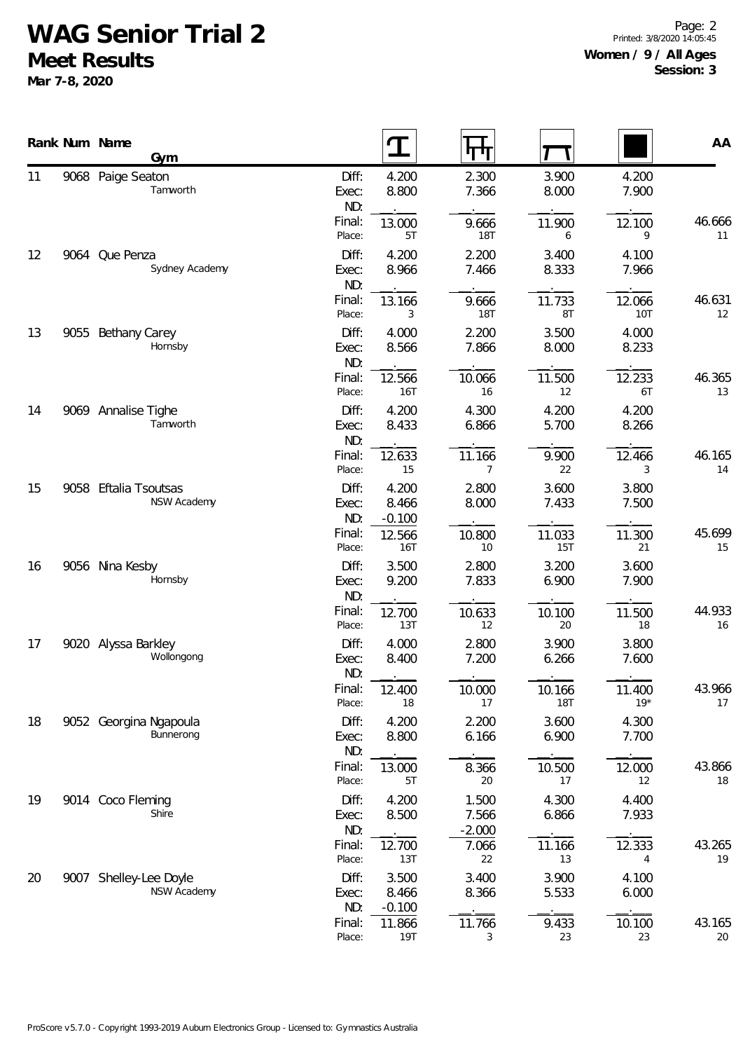# WAG Senior Trial 2

## Meet Results

**Mar 7-8, 2020**

**Women / 9 / All Ages**
**Session: 3**

| Rank | Num | Name / Gym | | Vault | Bars | Beam | Floor | AA |
|---|---|---|---|---|---|---|---|---|
| 11 | 9068 | Paige Seaton | Diff: | 4.200 | 2.300 | 3.900 | 4.200 | |
| | | Tamworth | Exec: | 8.800 | 7.366 | 8.000 | 7.900 | |
| | | | ND: | . | . | . | . | |
| | | | Final: | 13.000 | 9.666 | 11.900 | 12.100 | 46.666 |
| | | | Place: | 5T | 18T | 6 | 9 | 11 |
| 12 | 9064 | Que Penza | Diff: | 4.200 | 2.200 | 3.400 | 4.100 | |
| | | Sydney Academy | Exec: | 8.966 | 7.466 | 8.333 | 7.966 | |
| | | | ND: | . | . | . | . | |
| | | | Final: | 13.166 | 9.666 | 11.733 | 12.066 | 46.631 |
| | | | Place: | 3 | 18T | 8T | 10T | 12 |
| 13 | 9055 | Bethany Carey | Diff: | 4.000 | 2.200 | 3.500 | 4.000 | |
| | | Hornsby | Exec: | 8.566 | 7.866 | 8.000 | 8.233 | |
| | | | ND: | . | . | . | . | |
| | | | Final: | 12.566 | 10.066 | 11.500 | 12.233 | 46.365 |
| | | | Place: | 16T | 16 | 12 | 6T | 13 |
| 14 | 9069 | Annalise Tighe | Diff: | 4.200 | 4.300 | 4.200 | 4.200 | |
| | | Tamworth | Exec: | 8.433 | 6.866 | 5.700 | 8.266 | |
| | | | ND: | . | . | . | . | |
| | | | Final: | 12.633 | 11.166 | 9.900 | 12.466 | 46.165 |
| | | | Place: | 15 | 7 | 22 | 3 | 14 |
| 15 | 9058 | Eftalia Tsoutsas | Diff: | 4.200 | 2.800 | 3.600 | 3.800 | |
| | | NSW Academy | Exec: | 8.466 | 8.000 | 7.433 | 7.500 | |
| | | | ND: | -0.100 | . | . | . | |
| | | | Final: | 12.566 | 10.800 | 11.033 | 11.300 | 45.699 |
| | | | Place: | 16T | 10 | 15T | 21 | 15 |
| 16 | 9056 | Nina Kesby | Diff: | 3.500 | 2.800 | 3.200 | 3.600 | |
| | | Hornsby | Exec: | 9.200 | 7.833 | 6.900 | 7.900 | |
| | | | ND: | . | . | . | . | |
| | | | Final: | 12.700 | 10.633 | 10.100 | 11.500 | 44.933 |
| | | | Place: | 13T | 12 | 20 | 18 | 16 |
| 17 | 9020 | Alyssa Barkley | Diff: | 4.000 | 2.800 | 3.900 | 3.800 | |
| | | Wollongong | Exec: | 8.400 | 7.200 | 6.266 | 7.600 | |
| | | | ND: | . | . | . | . | |
| | | | Final: | 12.400 | 10.000 | 10.166 | 11.400 | 43.966 |
| | | | Place: | 18 | 17 | 18T | 19* | 17 |
| 18 | 9052 | Georgina Ngapoula | Diff: | 4.200 | 2.200 | 3.600 | 4.300 | |
| | | Bunnerong | Exec: | 8.800 | 6.166 | 6.900 | 7.700 | |
| | | | ND: | . | . | . | . | |
| | | | Final: | 13.000 | 8.366 | 10.500 | 12.000 | 43.866 |
| | | | Place: | 5T | 20 | 17 | 12 | 18 |
| 19 | 9014 | Coco Fleming | Diff: | 4.200 | 1.500 | 4.300 | 4.400 | |
| | | Shire | Exec: | 8.500 | 7.566 | 6.866 | 7.933 | |
| | | | ND: | . | -2.000 | . | . | |
| | | | Final: | 12.700 | 7.066 | 11.166 | 12.333 | 43.265 |
| | | | Place: | 13T | 22 | 13 | 4 | 19 |
| 20 | 9007 | Shelley-Lee Doyle | Diff: | 3.500 | 3.400 | 3.900 | 4.100 | |
| | | NSW Academy | Exec: | 8.466 | 8.366 | 5.533 | 6.000 | |
| | | | ND: | -0.100 | . | . | . | |
| | | | Final: | 11.866 | 11.766 | 9.433 | 10.100 | 43.165 |
| | | | Place: | 19T | 3 | 23 | 23 | 20 |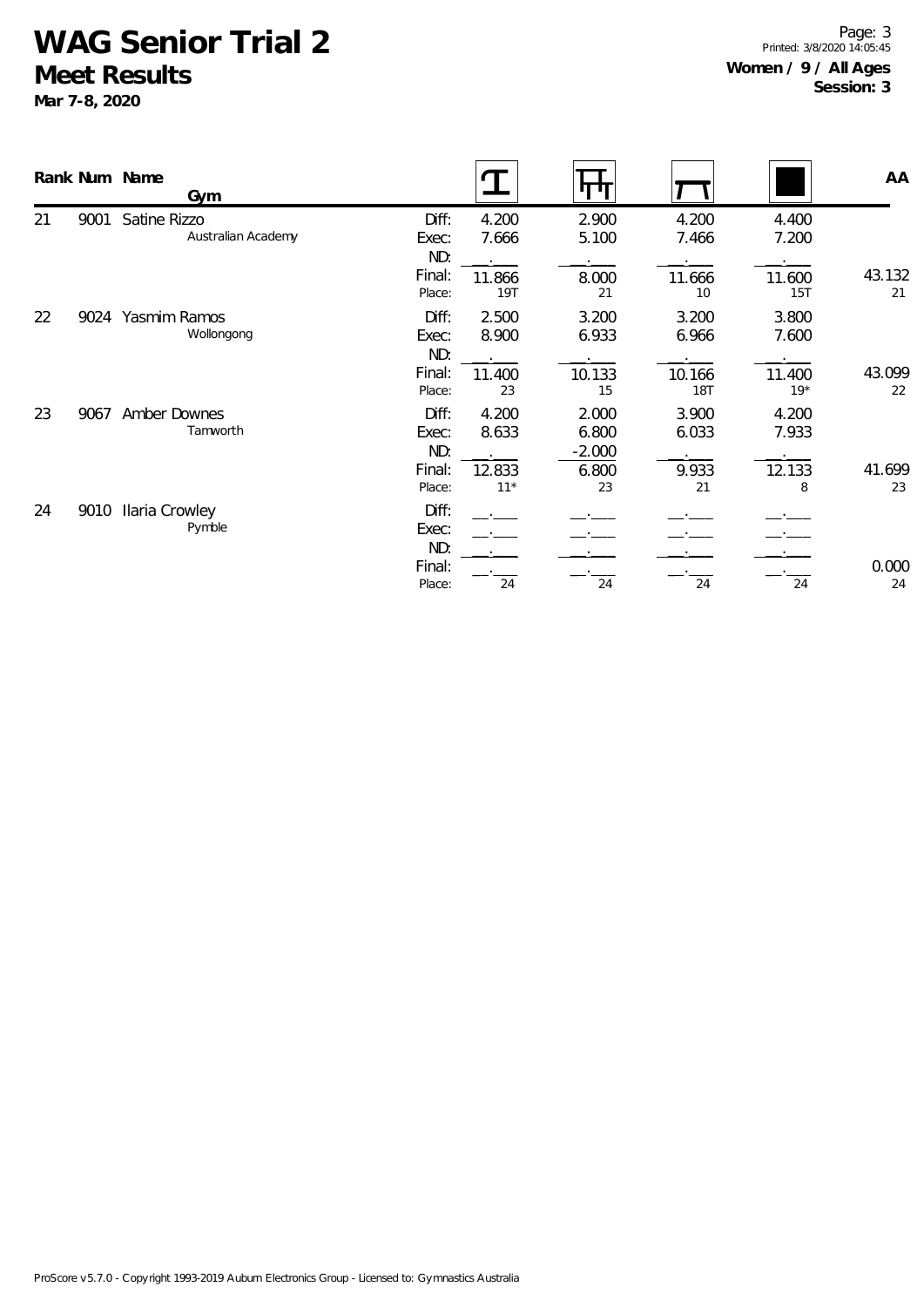# WAG Senior Trial 2

## Meet Results

**Mar 7-8, 2020**

**Women / 9 / All Ages**
**Session: 3**

| Rank | Num | Name / Gym | | Vault | Bars | Beam | Floor | AA |
|---|---|---|---|---|---|---|---|---|
| 21 | 9001 | Satine Rizzo | Diff: | 4.200 | 2.900 | 4.200 | 4.400 | |
| | | Australian Academy | Exec: | 7.666 | 5.100 | 7.466 | 7.200 | |
| | | | ND: | | | | | |
| | | | Final: | 11.866 | 8.000 | 11.666 | 11.600 | 43.132 |
| | | | Place: | 19T | 21 | 10 | 15T | 21 |
| 22 | 9024 | Yasmim Ramos | Diff: | 2.500 | 3.200 | 3.200 | 3.800 | |
| | | Wollongong | Exec: | 8.900 | 6.933 | 6.966 | 7.600 | |
| | | | ND: | | | | | |
| | | | Final: | 11.400 | 10.133 | 10.166 | 11.400 | 43.099 |
| | | | Place: | 23 | 15 | 18T | 19* | 22 |
| 23 | 9067 | Amber Downes | Diff: | 4.200 | 2.000 | 3.900 | 4.200 | |
| | | Tamworth | Exec: | 8.633 | 6.800 | 6.033 | 7.933 | |
| | | | ND: | | -2.000 | | | |
| | | | Final: | 12.833 | 6.800 | 9.933 | 12.133 | 41.699 |
| | | | Place: | 11* | 23 | 21 | 8 | 23 |
| 24 | 9010 | Ilaria Crowley | Diff: | | | | | |
| | | Pymble | Exec: | | | | | |
| | | | ND: | | | | | |
| | | | Final: | | | | | 0.000 |
| | | | Place: | 24 | 24 | 24 | 24 | 24 |

ProScore v5.7.0 - Copyright 1993-2019 Auburn Electronics Group - Licensed to: Gymnastics Australia